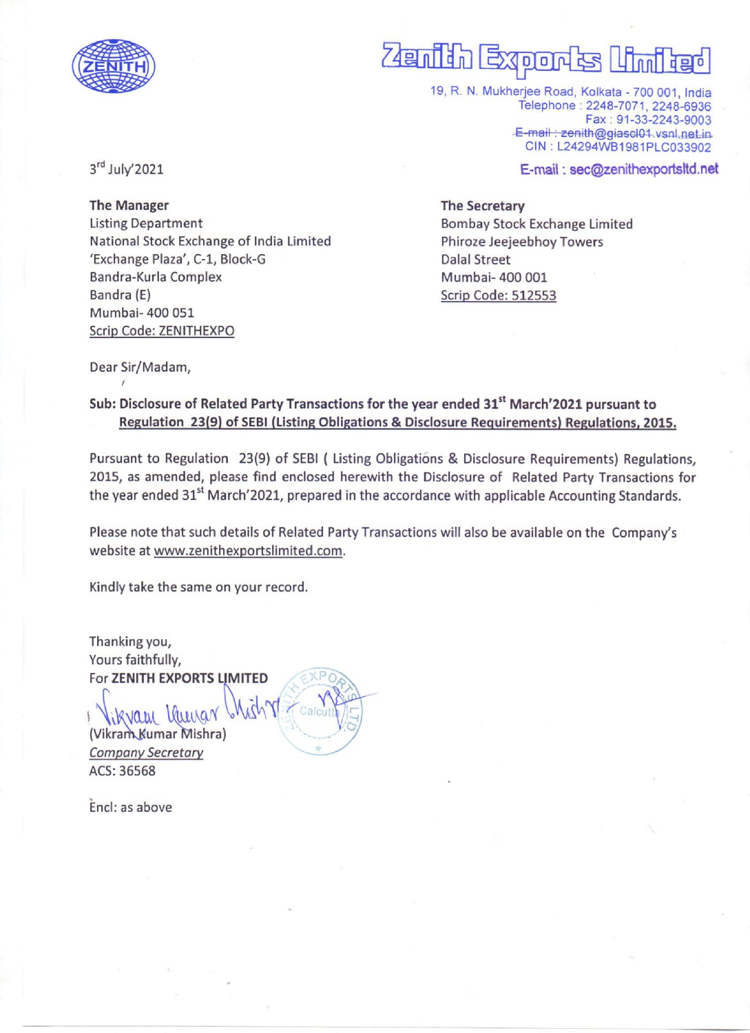# Zenith Exports Limited

19, R. N. Mukherjee Road, Kolkata - 700 001, India
Telephone : 2248-7071, 2248-6936
Fax : 91-33-2243-9003
~~E-mail : zenith@giascl01.vsnl.net.in~~
CIN : L24294WB1981PLC033902

**E-mail : sec@zenithexportsltd.net**

3rd July'2021

**The Manager**
Listing Department
National Stock Exchange of India Limited
'Exchange Plaza', C-1, Block-G
Bandra-Kurla Complex
Bandra (E)
Mumbai- 400 051
Scrip Code: ZENITHEXPO

**The Secretary**
Bombay Stock Exchange Limited
Phiroze Jeejeebhoy Towers
Dalal Street
Mumbai- 400 001
Scrip Code: 512553

Dear Sir/Madam,

**Sub: Disclosure of Related Party Transactions for the year ended 31st March'2021 pursuant to Regulation 23(9) of SEBI (Listing Obligations & Disclosure Requirements) Regulations, 2015.**

Pursuant to Regulation 23(9) of SEBI ( Listing Obligations & Disclosure Requirements) Regulations, 2015, as amended, please find enclosed herewith the Disclosure of Related Party Transactions for the year ended 31st March'2021, prepared in the accordance with applicable Accounting Standards.

Please note that such details of Related Party Transactions will also be available on the Company's website at www.zenithexportslimited.com.

Kindly take the same on your record.

Thanking you,
Yours faithfully,
For **ZENITH EXPORTS LIMITED**

(Vikram Kumar Mishra)
*Company Secretary*
ACS: 36568

Encl: as above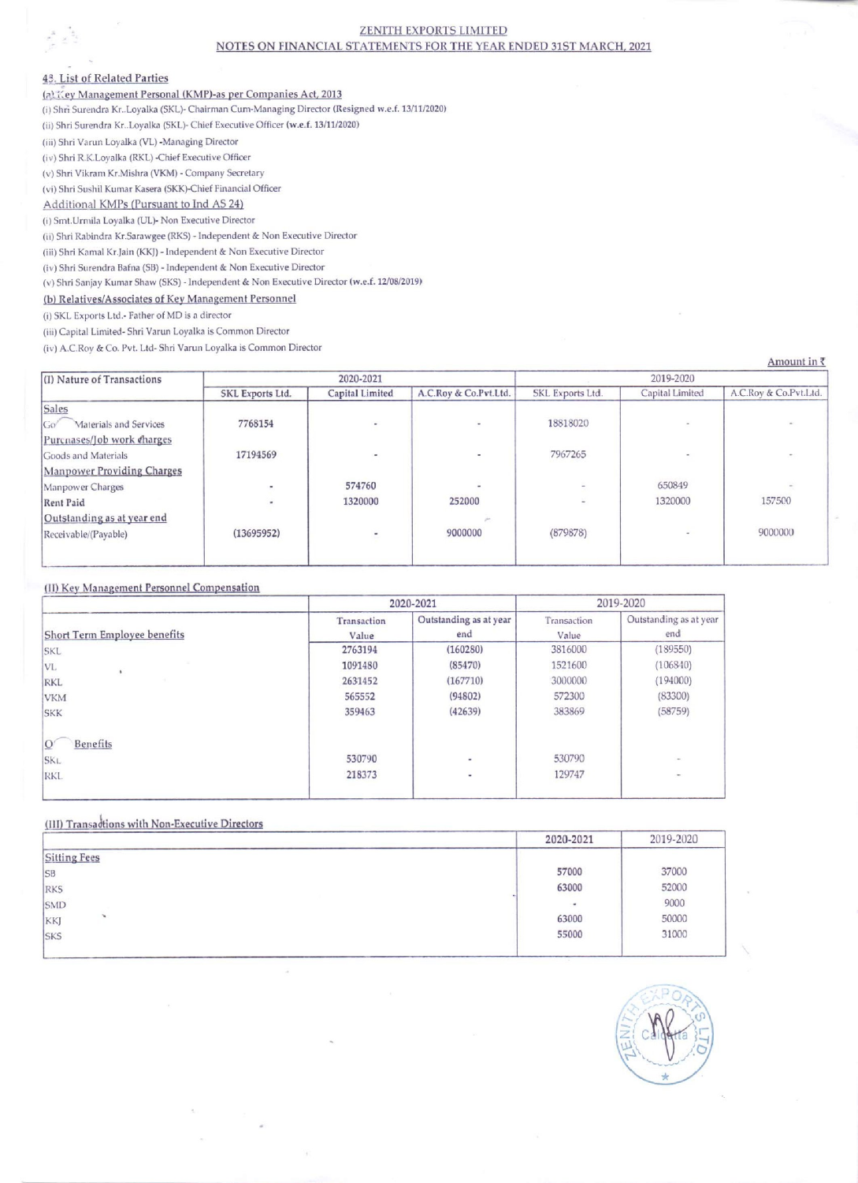## ZENITH EXPORTS LIMITED
## NOTES ON FINANCIAL STATEMENTS FOR THE YEAR ENDED 31ST MARCH, 2021

### 43. List of Related Parties

**(a) Key Management Personal (KMP)-as per Companies Act, 2013**

(i) Shri Surendra Kr..Loyalka (SKL)- Chairman Cum-Managing Director (Resigned w.e.f. 13/11/2020)

(ii) Shri Surendra Kr..Loyalka (SKL)- Chief Executive Officer (w.e.f. 13/11/2020)

(iii) Shri Varun Loyalka (VL) -Managing Director

(iv) Shri R.K.Loyalka (RKL) -Chief Executive Officer

(v) Shri Vikram Kr.Mishra (VKM) - Company Secretary

(vi) Shri Sushil Kumar Kasera (SKK)-Chief Financial Officer

Additional KMPs (Pursuant to Ind AS 24)

(i) Smt.Urmila Loyalka (UL)- Non Executive Director

(ii) Shri Rabindra Kr.Sarawgee (RKS) - Independent & Non Executive Director

(iii) Shri Kamal Kr.Jain (KKJ) - Independent & Non Executive Director

(iv) Shri Surendra Bafna (SB) - Independent & Non Executive Director

(v) Shri Sanjay Kumar Shaw (SKS) - Independent & Non Executive Director (w.e.f. 12/08/2019)

**(b) Relatives/Associates of Key Management Personnel**

(i) SKL Exports Ltd.- Father of MD is a director

(iii) Capital Limited- Shri Varun Loyalka is Common Director

(iv) A.C.Roy & Co. Pvt. Ltd- Shri Varun Loyalka is Common Director

Amount in ₹

| (I) Nature of Transactions | 2020-2021 | | | 2019-2020 | | |
|---|---|---|---|---|---|---|
| | SKL Exports Ltd. | Capital Limited | A.C.Roy & Co.Pvt.Ltd. | SKL Exports Ltd. | Capital Limited | A.C.Roy & Co.Pvt.Ltd. |
| Sales | | | | | | |
| Goods, Materials and Services | 7768154 | - | - | 18818020 | - | - |
| Purchases/Job work charges | | | | | | |
| Goods and Materials | 17194569 | - | - | 7967265 | - | - |
| Manpower Providing Charges | | | | | | |
| Manpower Charges | - | 574760 | - | - | 650849 | - |
| Rent Paid | - | 1320000 | 252000 | - | 1320000 | 157500 |
| Outstanding as at year end | | | | | | |
| Receivable/(Payable) | (13695952) | - | 9000000 | (879878) | - | 9000000 |

**(II) Key Management Personnel Compensation**

| | 2020-2021 | | 2019-2020 | |
|---|---|---|---|---|
| Short Term Employee benefits | Transaction Value | Outstanding as at year end | Transaction Value | Outstanding as at year end |
| SKL | 2763194 | (160280) | 3816000 | (189550) |
| VL | 1091480 | (85470) | 1521600 | (106840) |
| RKL | 2631452 | (167710) | 3000000 | (194000) |
| VKM | 565552 | (94802) | 572300 | (83300) |
| SKK | 359463 | (42639) | 383869 | (58759) |
| Other Benefits | | | | |
| SKL | 530790 | - | 530790 | - |
| RKL | 218373 | - | 129747 | - |

**(III) Transactions with Non-Executive Directors**

| | 2020-2021 | 2019-2020 |
|---|---|---|
| Sitting Fees | | |
| SB | 57000 | 37000 |
| RKS | 63000 | 52000 |
| SMD | - | 9000 |
| KKJ | 63000 | 50000 |
| SKS | 55000 | 31000 |